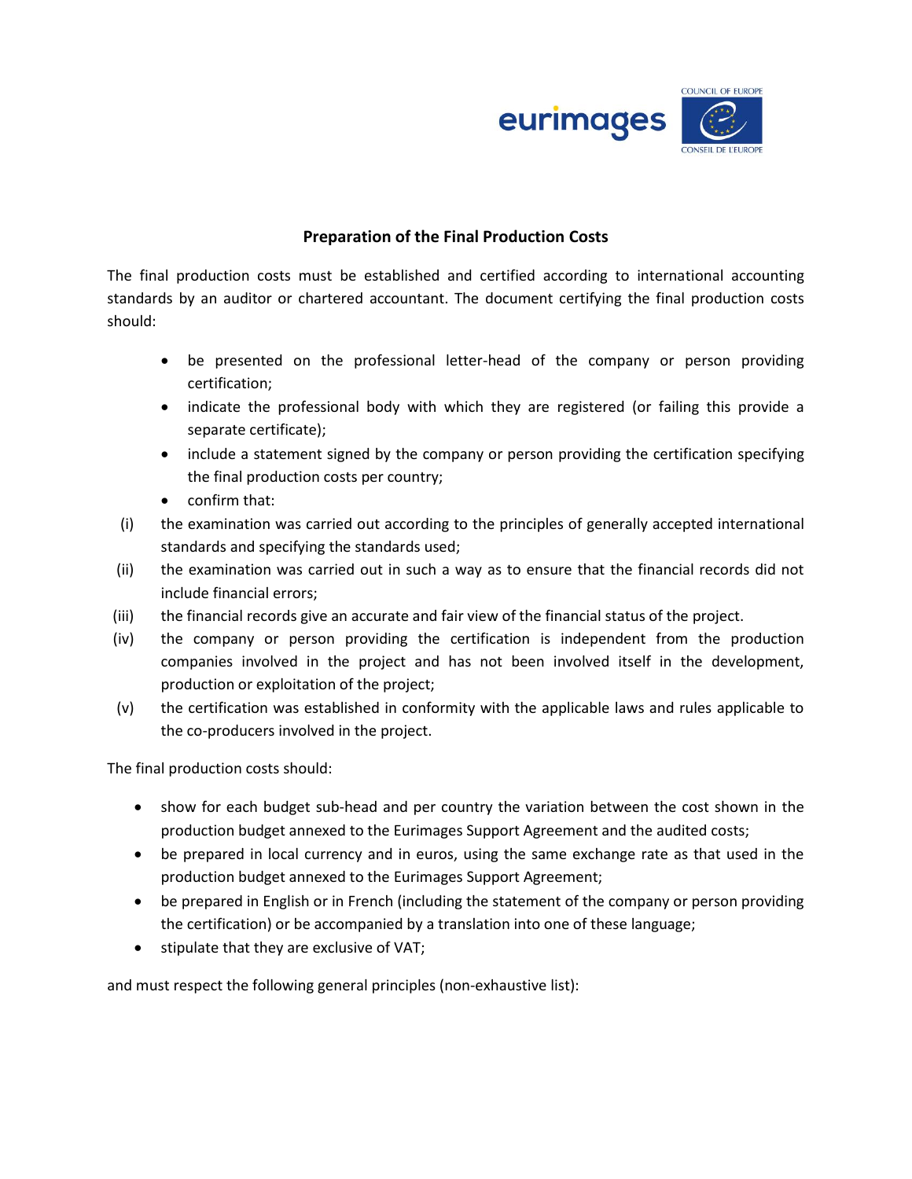## Preparation of the Final Production Costs

The final production costs must be established and certified according to international accounting standards by an auditor or chartered accountant. The document certifying the final production costs should:

- be presented on the professional letter-head of the company or person providing certification;
- indicate the professional body with which they are registered (or failing this provide a separate certificate);
- include a statement signed by the company or person providing the certification specifying the final production costs per country;
- confirm that:

(i) the examination was carried out according to the principles of generally accepted international standards and specifying the standards used;

(ii) the examination was carried out in such a way as to ensure that the financial records did not include financial errors;

(iii) the financial records give an accurate and fair view of the financial status of the project.

(iv) the company or person providing the certification is independent from the production companies involved in the project and has not been involved itself in the development, production or exploitation of the project;

(v) the certification was established in conformity with the applicable laws and rules applicable to the co-producers involved in the project.

The final production costs should:

- show for each budget sub-head and per country the variation between the cost shown in the production budget annexed to the Eurimages Support Agreement and the audited costs;
- be prepared in local currency and in euros, using the same exchange rate as that used in the production budget annexed to the Eurimages Support Agreement;
- be prepared in English or in French (including the statement of the company or person providing the certification) or be accompanied by a translation into one of these language;
- stipulate that they are exclusive of VAT;

and must respect the following general principles (non-exhaustive list):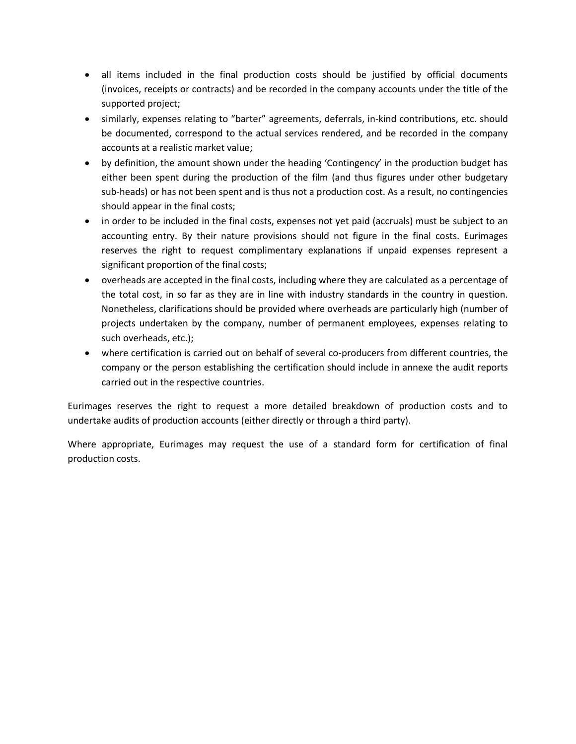- all items included in the final production costs should be justified by official documents (invoices, receipts or contracts) and be recorded in the company accounts under the title of the supported project;
- similarly, expenses relating to "barter" agreements, deferrals, in-kind contributions, etc. should be documented, correspond to the actual services rendered, and be recorded in the company accounts at a realistic market value;
- by definition, the amount shown under the heading 'Contingency' in the production budget has either been spent during the production of the film (and thus figures under other budgetary sub-heads) or has not been spent and is thus not a production cost. As a result, no contingencies should appear in the final costs;
- in order to be included in the final costs, expenses not yet paid (accruals) must be subject to an accounting entry. By their nature provisions should not figure in the final costs. Eurimages reserves the right to request complimentary explanations if unpaid expenses represent a significant proportion of the final costs;
- overheads are accepted in the final costs, including where they are calculated as a percentage of the total cost, in so far as they are in line with industry standards in the country in question. Nonetheless, clarifications should be provided where overheads are particularly high (number of projects undertaken by the company, number of permanent employees, expenses relating to such overheads, etc.);
- where certification is carried out on behalf of several co-producers from different countries, the company or the person establishing the certification should include in annexe the audit reports carried out in the respective countries.

Eurimages reserves the right to request a more detailed breakdown of production costs and to undertake audits of production accounts (either directly or through a third party).

Where appropriate, Eurimages may request the use of a standard form for certification of final production costs.